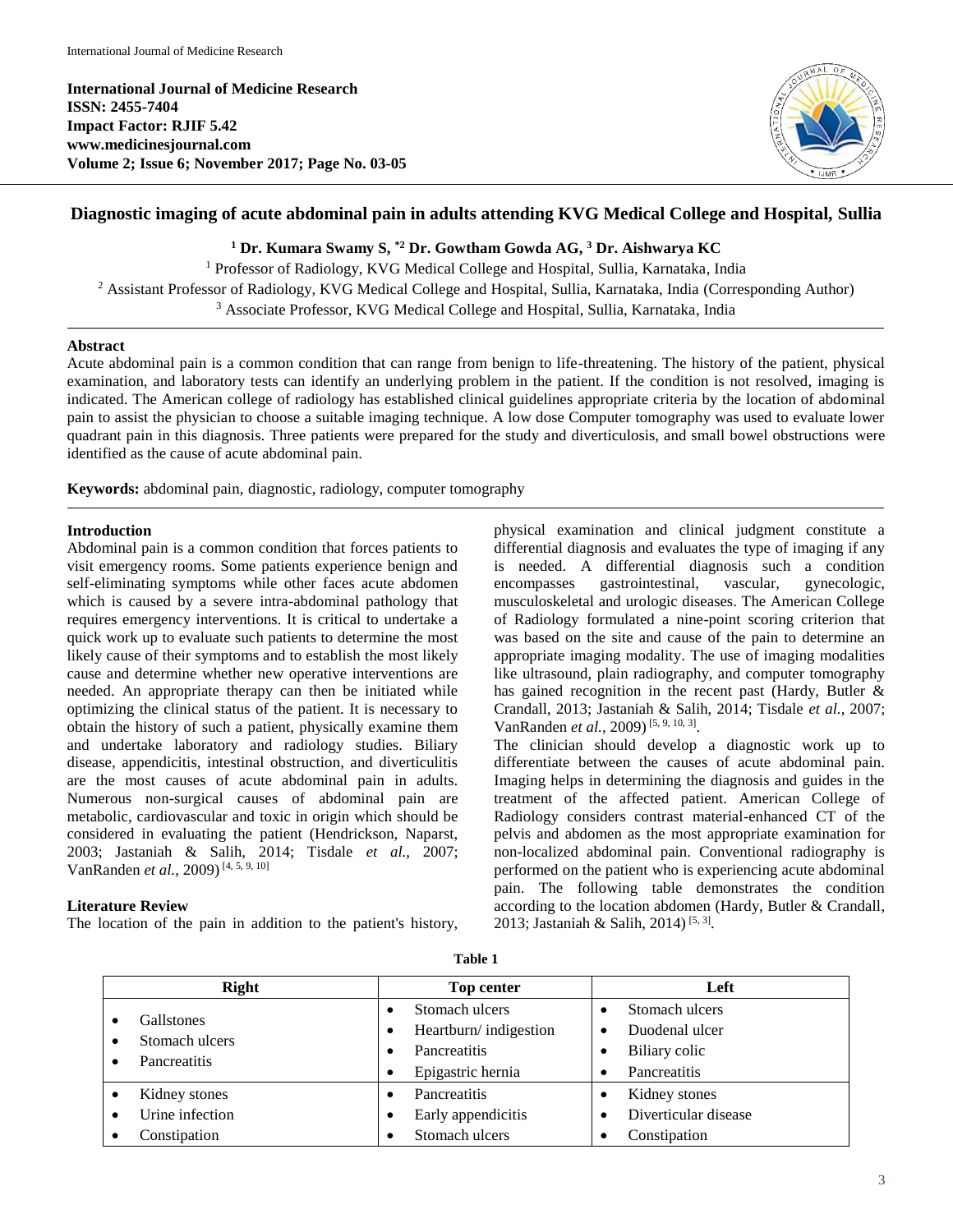International Journal of Medicine Research
**ISSN: 2455-7404**
**Impact Factor: RJIF 5.42**
**www.medicinesjournal.com**
**Volume 2; Issue 6; November 2017; Page No. 03-05**

# Diagnostic imaging of acute abdominal pain in adults attending KVG Medical College and Hospital, Sullia

**[1] Dr. Kumara Swamy S, *[2] Dr. Gowtham Gowda AG, [3] Dr. Aishwarya KC**

[1] Professor of Radiology, KVG Medical College and Hospital, Sullia, Karnataka, India
[2] Assistant Professor of Radiology, KVG Medical College and Hospital, Sullia, Karnataka, India (Corresponding Author)
[3] Associate Professor, KVG Medical College and Hospital, Sullia, Karnataka, India

## Abstract

Acute abdominal pain is a common condition that can range from benign to life-threatening. The history of the patient, physical examination, and laboratory tests can identify an underlying problem in the patient. If the condition is not resolved, imaging is indicated. The American college of radiology has established clinical guidelines appropriate criteria by the location of abdominal pain to assist the physician to choose a suitable imaging technique. A low dose Computer tomography was used to evaluate lower quadrant pain in this diagnosis. Three patients were prepared for the study and diverticulosis, and small bowel obstructions were identified as the cause of acute abdominal pain.

**Keywords:** abdominal pain, diagnostic, radiology, computer tomography

## Introduction

Abdominal pain is a common condition that forces patients to visit emergency rooms. Some patients experience benign and self-eliminating symptoms while other faces acute abdomen which is caused by a severe intra-abdominal pathology that requires emergency interventions. It is critical to undertake a quick work up to evaluate such patients to determine the most likely cause of their symptoms and to establish the most likely cause and determine whether new operative interventions are needed. An appropriate therapy can then be initiated while optimizing the clinical status of the patient. It is necessary to obtain the history of such a patient, physically examine them and undertake laboratory and radiology studies. Biliary disease, appendicitis, intestinal obstruction, and diverticulitis are the most causes of acute abdominal pain in adults. Numerous non-surgical causes of abdominal pain are metabolic, cardiovascular and toxic in origin which should be considered in evaluating the patient (Hendrickson, Naparst, 2003; Jastaniah & Salih, 2014; Tisdale *et al.*, 2007; VanRanden *et al.*, 2009) [4, 5, 9, 10]

## Literature Review

The location of the pain in addition to the patient's history, physical examination and clinical judgment constitute a differential diagnosis and evaluates the type of imaging if any is needed. A differential diagnosis such a condition encompasses gastrointestinal, vascular, gynecologic, musculoskeletal and urologic diseases. The American College of Radiology formulated a nine-point scoring criterion that was based on the site and cause of the pain to determine an appropriate imaging modality. The use of imaging modalities like ultrasound, plain radiography, and computer tomography has gained recognition in the recent past (Hardy, Butler & Crandall, 2013; Jastaniah & Salih, 2014; Tisdale *et al.*, 2007; VanRanden *et al.*, 2009) [5, 9, 10, 3].

The clinician should develop a diagnostic work up to differentiate between the causes of acute abdominal pain. Imaging helps in determining the diagnosis and guides in the treatment of the affected patient. American College of Radiology considers contrast material-enhanced CT of the pelvis and abdomen as the most appropriate examination for non-localized abdominal pain. Conventional radiography is performed on the patient who is experiencing acute abdominal pain. The following table demonstrates the condition according to the location abdomen (Hardy, Butler & Crandall, 2013; Jastaniah & Salih, 2014) [5, 3].

**Table 1**

| Right | Top center | Left |
|---|---|---|
| • Gallstones<br>• Stomach ulcers<br>• Pancreatitis | • Stomach ulcers<br>• Heartburn/ indigestion<br>• Pancreatitis<br>• Epigastric hernia | • Stomach ulcers<br>• Duodenal ulcer<br>• Biliary colic<br>• Pancreatitis |
| • Kidney stones<br>• Urine infection<br>• Constipation | • Pancreatitis<br>• Early appendicitis<br>• Stomach ulcers | • Kidney stones<br>• Diverticular disease<br>• Constipation |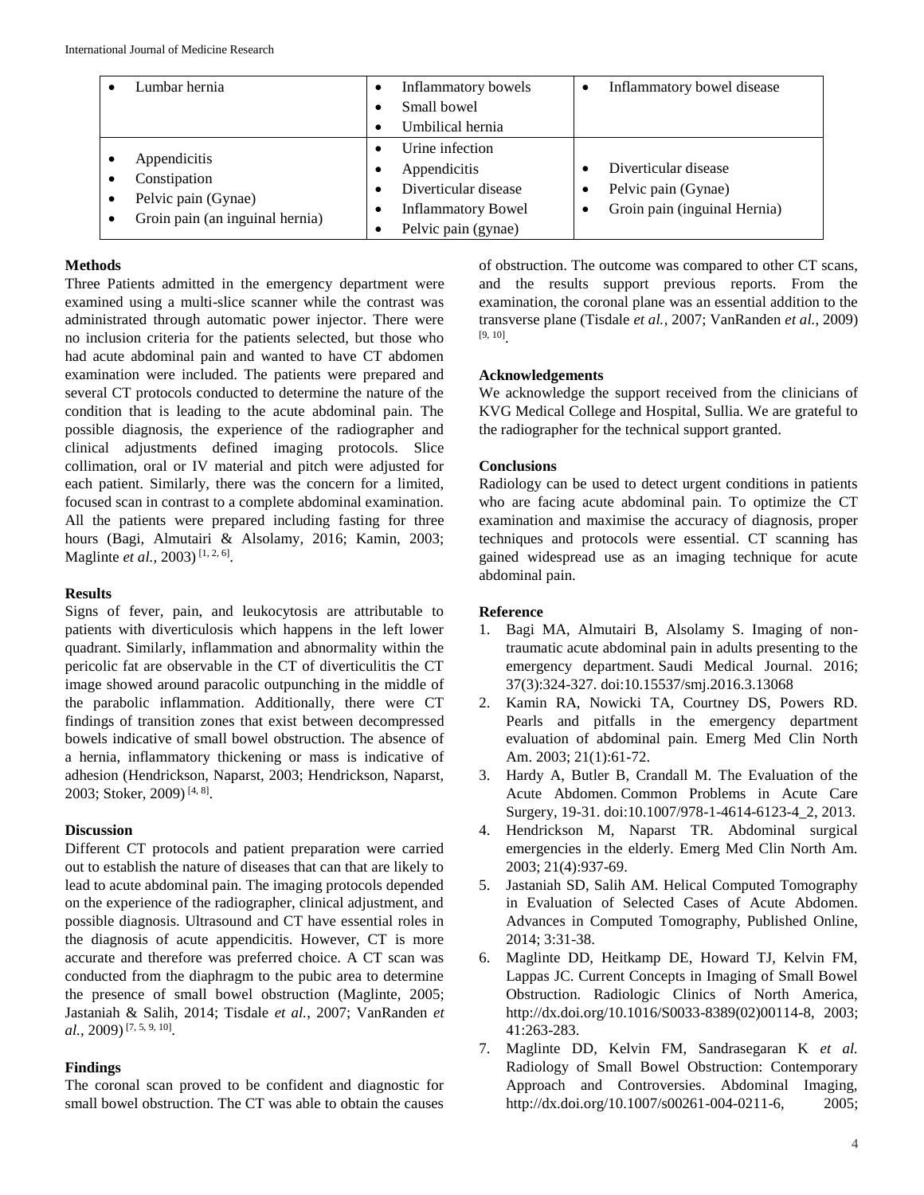| | | |
|---|---|---|
| • Lumbar hernia | • Inflammatory bowels<br>• Small bowel<br>• Umbilical hernia | • Inflammatory bowel disease |
| • Appendicitis<br>• Constipation<br>• Pelvic pain (Gynae)<br>• Groin pain (an inguinal hernia) | • Urine infection<br>• Appendicitis<br>• Diverticular disease<br>• Inflammatory Bowel<br>• Pelvic pain (gynae) | • Diverticular disease<br>• Pelvic pain (Gynae)<br>• Groin pain (inguinal Hernia) |

**Methods**

Three Patients admitted in the emergency department were examined using a multi-slice scanner while the contrast was administrated through automatic power injector. There were no inclusion criteria for the patients selected, but those who had acute abdominal pain and wanted to have CT abdomen examination were included. The patients were prepared and several CT protocols conducted to determine the nature of the condition that is leading to the acute abdominal pain. The possible diagnosis, the experience of the radiographer and clinical adjustments defined imaging protocols. Slice collimation, oral or IV material and pitch were adjusted for each patient. Similarly, there was the concern for a limited, focused scan in contrast to a complete abdominal examination. All the patients were prepared including fasting for three hours (Bagi, Almutairi & Alsolamy, 2016; Kamin, 2003; Maglinte *et al.*, 2003) [1, 2, 6].

**Results**

Signs of fever, pain, and leukocytosis are attributable to patients with diverticulosis which happens in the left lower quadrant. Similarly, inflammation and abnormality within the pericolic fat are observable in the CT of diverticulitis the CT image showed around paracolic outpunching in the middle of the parabolic inflammation. Additionally, there were CT findings of transition zones that exist between decompressed bowels indicative of small bowel obstruction. The absence of a hernia, inflammatory thickening or mass is indicative of adhesion (Hendrickson, Naparst, 2003; Hendrickson, Naparst, 2003; Stoker, 2009) [4, 8].

**Discussion**

Different CT protocols and patient preparation were carried out to establish the nature of diseases that can that are likely to lead to acute abdominal pain. The imaging protocols depended on the experience of the radiographer, clinical adjustment, and possible diagnosis. Ultrasound and CT have essential roles in the diagnosis of acute appendicitis. However, CT is more accurate and therefore was preferred choice. A CT scan was conducted from the diaphragm to the pubic area to determine the presence of small bowel obstruction (Maglinte, 2005; Jastaniah & Salih, 2014; Tisdale *et al.*, 2007; VanRanden *et al.*, 2009) [7, 5, 9, 10].

**Findings**

The coronal scan proved to be confident and diagnostic for small bowel obstruction. The CT was able to obtain the causes of obstruction. The outcome was compared to other CT scans, and the results support previous reports. From the examination, the coronal plane was an essential addition to the transverse plane (Tisdale *et al.*, 2007; VanRanden *et al.*, 2009) [9, 10].

**Acknowledgements**

We acknowledge the support received from the clinicians of KVG Medical College and Hospital, Sullia. We are grateful to the radiographer for the technical support granted.

**Conclusions**

Radiology can be used to detect urgent conditions in patients who are facing acute abdominal pain. To optimize the CT examination and maximise the accuracy of diagnosis, proper techniques and protocols were essential. CT scanning has gained widespread use as an imaging technique for acute abdominal pain.

**Reference**

1. Bagi MA, Almutairi B, Alsolamy S. Imaging of non-traumatic acute abdominal pain in adults presenting to the emergency department. Saudi Medical Journal. 2016; 37(3):324-327. doi:10.15537/smj.2016.3.13068
2. Kamin RA, Nowicki TA, Courtney DS, Powers RD. Pearls and pitfalls in the emergency department evaluation of abdominal pain. Emerg Med Clin North Am. 2003; 21(1):61-72.
3. Hardy A, Butler B, Crandall M. The Evaluation of the Acute Abdomen. Common Problems in Acute Care Surgery, 19-31. doi:10.1007/978-1-4614-6123-4_2, 2013.
4. Hendrickson M, Naparst TR. Abdominal surgical emergencies in the elderly. Emerg Med Clin North Am. 2003; 21(4):937-69.
5. Jastaniah SD, Salih AM. Helical Computed Tomography in Evaluation of Selected Cases of Acute Abdomen. Advances in Computed Tomography, Published Online, 2014; 3:31-38.
6. Maglinte DD, Heitkamp DE, Howard TJ, Kelvin FM, Lappas JC. Current Concepts in Imaging of Small Bowel Obstruction. Radiologic Clinics of North America, http://dx.doi.org/10.1016/S0033-8389(02)00114-8, 2003; 41:263-283.
7. Maglinte DD, Kelvin FM, Sandrasegaran K *et al.* Radiology of Small Bowel Obstruction: Contemporary Approach and Controversies. Abdominal Imaging, http://dx.doi.org/10.1007/s00261-004-0211-6, 2005;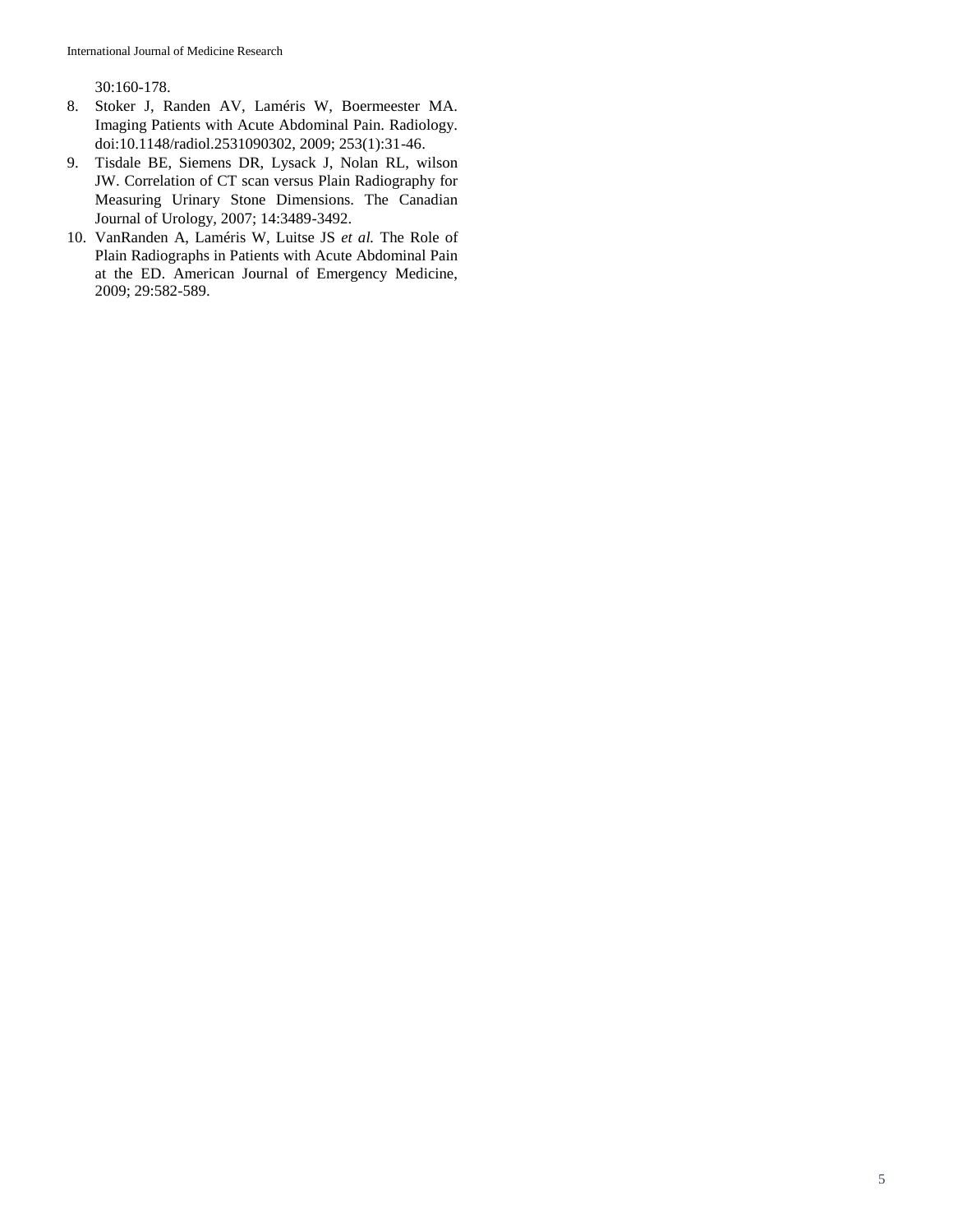30:160-178.

8. Stoker J, Randen AV, Laméris W, Boermeester MA. Imaging Patients with Acute Abdominal Pain. Radiology. doi:10.1148/radiol.2531090302, 2009; 253(1):31-46.
9. Tisdale BE, Siemens DR, Lysack J, Nolan RL, wilson JW. Correlation of CT scan versus Plain Radiography for Measuring Urinary Stone Dimensions. The Canadian Journal of Urology, 2007; 14:3489-3492.
10. VanRanden A, Laméris W, Luitse JS *et al.* The Role of Plain Radiographs in Patients with Acute Abdominal Pain at the ED. American Journal of Emergency Medicine, 2009; 29:582-589.